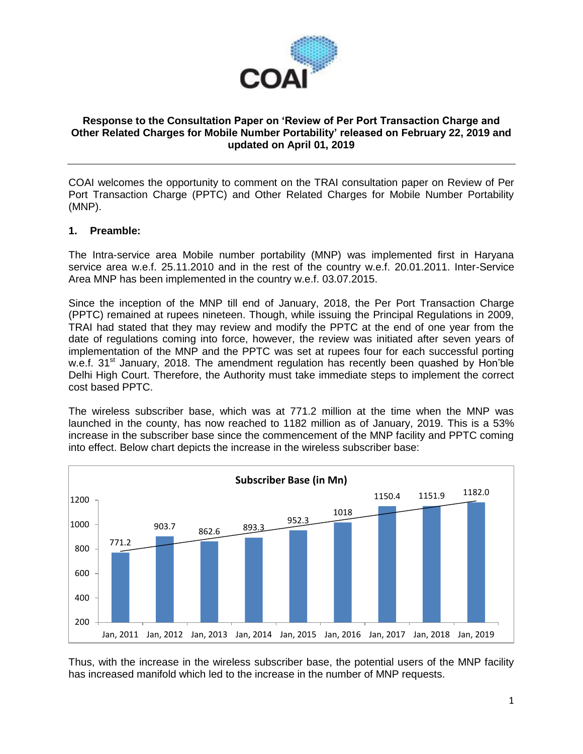**Response to the Consultation Paper on 'Review of Per Port Transaction Charge and Other Related Charges for Mobile Number Portability' released on February 22, 2019 and updated on April 01, 2019**

---

COAI welcomes the opportunity to comment on the TRAI consultation paper on Review of Per Port Transaction Charge (PPTC) and Other Related Charges for Mobile Number Portability (MNP).

## 1. Preamble:

The Intra-service area Mobile number portability (MNP) was implemented first in Haryana service area w.e.f. 25.11.2010 and in the rest of the country w.e.f. 20.01.2011. Inter-Service Area MNP has been implemented in the country w.e.f. 03.07.2015.

Since the inception of the MNP till end of January, 2018, the Per Port Transaction Charge (PPTC) remained at rupees nineteen. Though, while issuing the Principal Regulations in 2009, TRAI had stated that they may review and modify the PPTC at the end of one year from the date of regulations coming into force, however, the review was initiated after seven years of implementation of the MNP and the PPTC was set at rupees four for each successful porting w.e.f. 31st January, 2018. The amendment regulation has recently been quashed by Hon'ble Delhi High Court. Therefore, the Authority must take immediate steps to implement the correct cost based PPTC.

The wireless subscriber base, which was at 771.2 million at the time when the MNP was launched in the county, has now reached to 1182 million as of January, 2019. This is a 53% increase in the subscriber base since the commencement of the MNP facility and PPTC coming into effect. Below chart depicts the increase in the wireless subscriber base:

**Subscriber Base (in Mn)**

| Jan, 2011 | Jan, 2012 | Jan, 2013 | Jan, 2014 | Jan, 2015 | Jan, 2016 | Jan, 2017 | Jan, 2018 | Jan, 2019 |
|---|---|---|---|---|---|---|---|---|
| 771.2 | 903.7 | 862.6 | 893.3 | 952.3 | 1018 | 1150.4 | 1151.9 | 1182.0 |

Thus, with the increase in the wireless subscriber base, the potential users of the MNP facility has increased manifold which led to the increase in the number of MNP requests.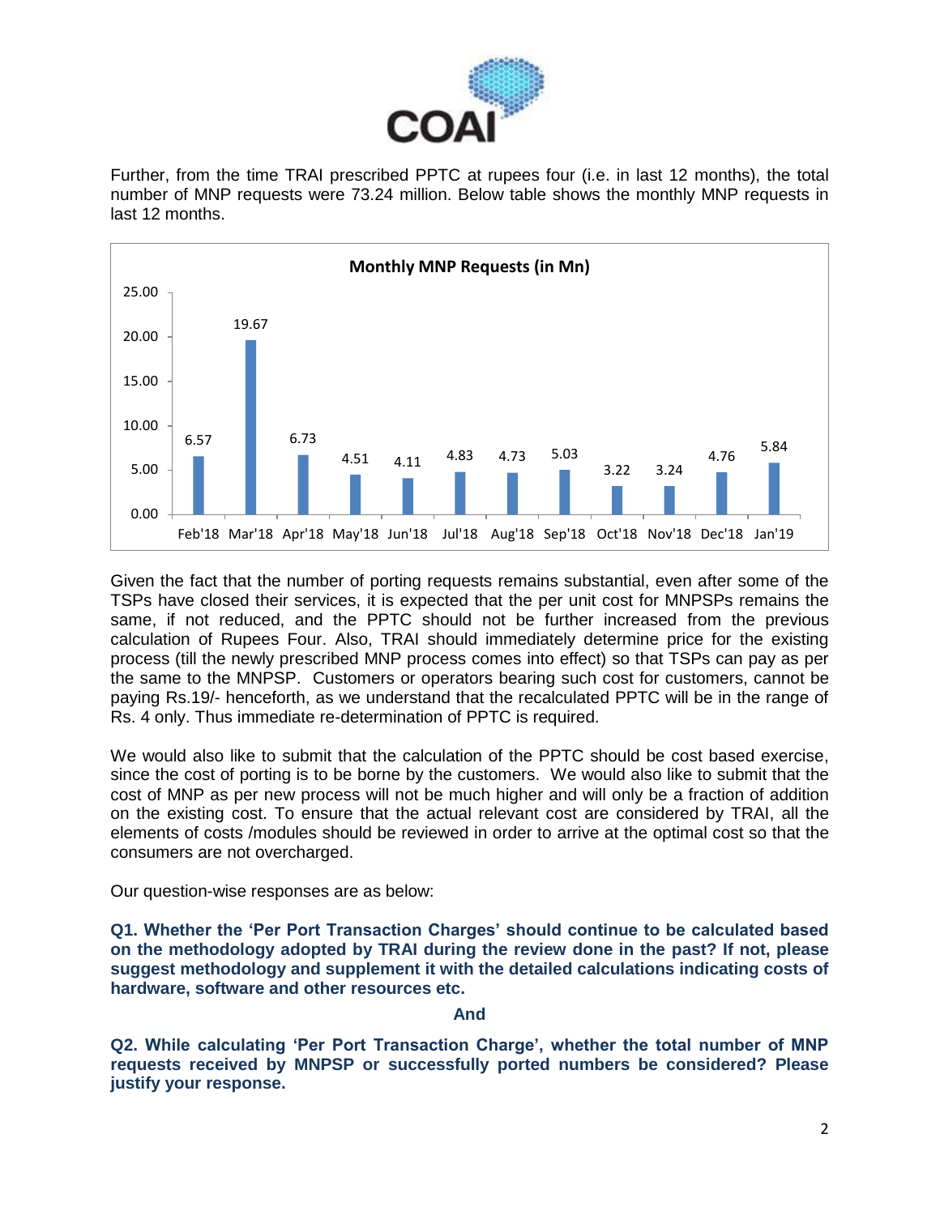Further, from the time TRAI prescribed PPTC at rupees four (i.e. in last 12 months), the total number of MNP requests were 73.24 million. Below table shows the monthly MNP requests in last 12 months.

**Monthly MNP Requests (in Mn)**

| Month | MNP Requests (in Mn) |
| --- | --- |
| Feb'18 | 6.57 |
| Mar'18 | 19.67 |
| Apr'18 | 6.73 |
| May'18 | 4.51 |
| Jun'18 | 4.11 |
| Jul'18 | 4.83 |
| Aug'18 | 4.73 |
| Sep'18 | 5.03 |
| Oct'18 | 3.22 |
| Nov'18 | 3.24 |
| Dec'18 | 4.76 |
| Jan'19 | 5.84 |

Given the fact that the number of porting requests remains substantial, even after some of the TSPs have closed their services, it is expected that the per unit cost for MNPSPs remains the same, if not reduced, and the PPTC should not be further increased from the previous calculation of Rupees Four. Also, TRAI should immediately determine price for the existing process (till the newly prescribed MNP process comes into effect) so that TSPs can pay as per the same to the MNPSP. Customers or operators bearing such cost for customers, cannot be paying Rs.19/- henceforth, as we understand that the recalculated PPTC will be in the range of Rs. 4 only. Thus immediate re-determination of PPTC is required.

We would also like to submit that the calculation of the PPTC should be cost based exercise, since the cost of porting is to be borne by the customers. We would also like to submit that the cost of MNP as per new process will not be much higher and will only be a fraction of addition on the existing cost. To ensure that the actual relevant cost are considered by TRAI, all the elements of costs /modules should be reviewed in order to arrive at the optimal cost so that the consumers are not overcharged.

Our question-wise responses are as below:

**Q1. Whether the 'Per Port Transaction Charges' should continue to be calculated based on the methodology adopted by TRAI during the review done in the past? If not, please suggest methodology and supplement it with the detailed calculations indicating costs of hardware, software and other resources etc.**

**And**

**Q2. While calculating 'Per Port Transaction Charge', whether the total number of MNP requests received by MNPSP or successfully ported numbers be considered? Please justify your response.**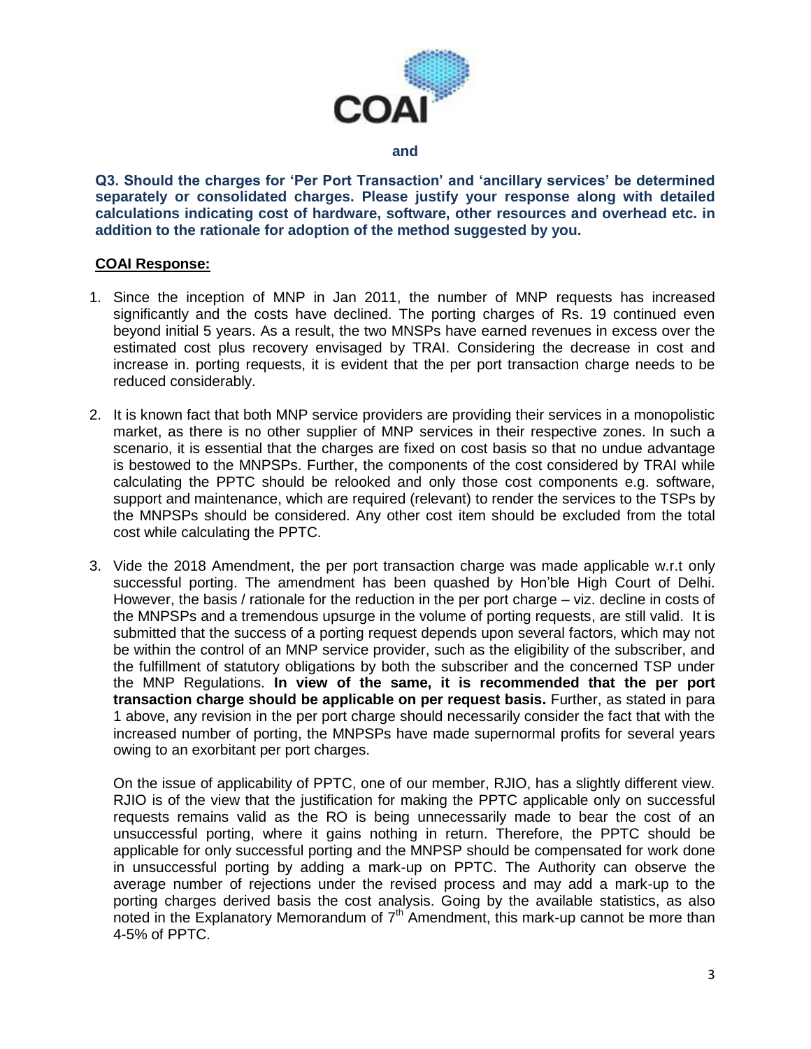and

**Q3. Should the charges for 'Per Port Transaction' and 'ancillary services' be determined separately or consolidated charges. Please justify your response along with detailed calculations indicating cost of hardware, software, other resources and overhead etc. in addition to the rationale for adoption of the method suggested by you.**

**COAI Response:**

1. Since the inception of MNP in Jan 2011, the number of MNP requests has increased significantly and the costs have declined. The porting charges of Rs. 19 continued even beyond initial 5 years. As a result, the two MNSPs have earned revenues in excess over the estimated cost plus recovery envisaged by TRAI. Considering the decrease in cost and increase in. porting requests, it is evident that the per port transaction charge needs to be reduced considerably.

2. It is known fact that both MNP service providers are providing their services in a monopolistic market, as there is no other supplier of MNP services in their respective zones. In such a scenario, it is essential that the charges are fixed on cost basis so that no undue advantage is bestowed to the MNPSPs. Further, the components of the cost considered by TRAI while calculating the PPTC should be relooked and only those cost components e.g. software, support and maintenance, which are required (relevant) to render the services to the TSPs by the MNPSPs should be considered. Any other cost item should be excluded from the total cost while calculating the PPTC.

3. Vide the 2018 Amendment, the per port transaction charge was made applicable w.r.t only successful porting. The amendment has been quashed by Hon'ble High Court of Delhi. However, the basis / rationale for the reduction in the per port charge – viz. decline in costs of the MNPSPs and a tremendous upsurge in the volume of porting requests, are still valid. It is submitted that the success of a porting request depends upon several factors, which may not be within the control of an MNP service provider, such as the eligibility of the subscriber, and the fulfillment of statutory obligations by both the subscriber and the concerned TSP under the MNP Regulations. **In view of the same, it is recommended that the per port transaction charge should be applicable on per request basis.** Further, as stated in para 1 above, any revision in the per port charge should necessarily consider the fact that with the increased number of porting, the MNPSPs have made supernormal profits for several years owing to an exorbitant per port charges.

   On the issue of applicability of PPTC, one of our member, RJIO, has a slightly different view. RJIO is of the view that the justification for making the PPTC applicable only on successful requests remains valid as the RO is being unnecessarily made to bear the cost of an unsuccessful porting, where it gains nothing in return. Therefore, the PPTC should be applicable for only successful porting and the MNPSP should be compensated for work done in unsuccessful porting by adding a mark-up on PPTC. The Authority can observe the average number of rejections under the revised process and may add a mark-up to the porting charges derived basis the cost analysis. Going by the available statistics, as also noted in the Explanatory Memorandum of 7th Amendment, this mark-up cannot be more than 4-5% of PPTC.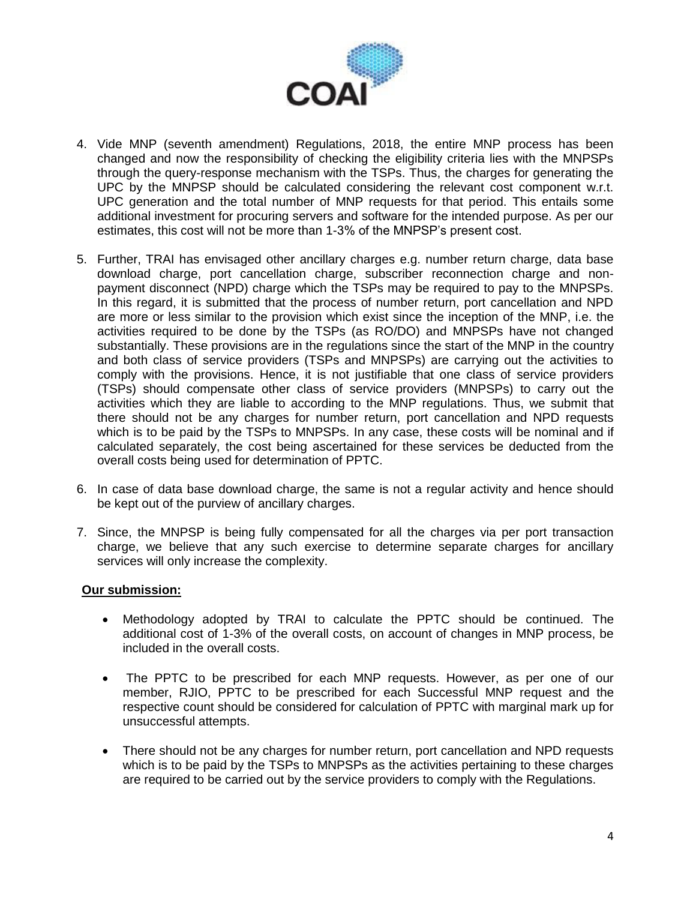4. Vide MNP (seventh amendment) Regulations, 2018, the entire MNP process has been changed and now the responsibility of checking the eligibility criteria lies with the MNPSPs through the query-response mechanism with the TSPs. Thus, the charges for generating the UPC by the MNPSP should be calculated considering the relevant cost component w.r.t. UPC generation and the total number of MNP requests for that period. This entails some additional investment for procuring servers and software for the intended purpose. As per our estimates, this cost will not be more than 1-3% of the MNPSP's present cost.

5. Further, TRAI has envisaged other ancillary charges e.g. number return charge, data base download charge, port cancellation charge, subscriber reconnection charge and non-payment disconnect (NPD) charge which the TSPs may be required to pay to the MNPSPs. In this regard, it is submitted that the process of number return, port cancellation and NPD are more or less similar to the provision which exist since the inception of the MNP, i.e. the activities required to be done by the TSPs (as RO/DO) and MNPSPs have not changed substantially. These provisions are in the regulations since the start of the MNP in the country and both class of service providers (TSPs and MNPSPs) are carrying out the activities to comply with the provisions. Hence, it is not justifiable that one class of service providers (TSPs) should compensate other class of service providers (MNPSPs) to carry out the activities which they are liable to according to the MNP regulations. Thus, we submit that there should not be any charges for number return, port cancellation and NPD requests which is to be paid by the TSPs to MNPSPs. In any case, these costs will be nominal and if calculated separately, the cost being ascertained for these services be deducted from the overall costs being used for determination of PPTC.

6. In case of data base download charge, the same is not a regular activity and hence should be kept out of the purview of ancillary charges.

7. Since, the MNPSP is being fully compensated for all the charges via per port transaction charge, we believe that any such exercise to determine separate charges for ancillary services will only increase the complexity.

**Our submission:**

- Methodology adopted by TRAI to calculate the PPTC should be continued. The additional cost of 1-3% of the overall costs, on account of changes in MNP process, be included in the overall costs.

- The PPTC to be prescribed for each MNP requests. However, as per one of our member, RJIO, PPTC to be prescribed for each Successful MNP request and the respective count should be considered for calculation of PPTC with marginal mark up for unsuccessful attempts.

- There should not be any charges for number return, port cancellation and NPD requests which is to be paid by the TSPs to MNPSPs as the activities pertaining to these charges are required to be carried out by the service providers to comply with the Regulations.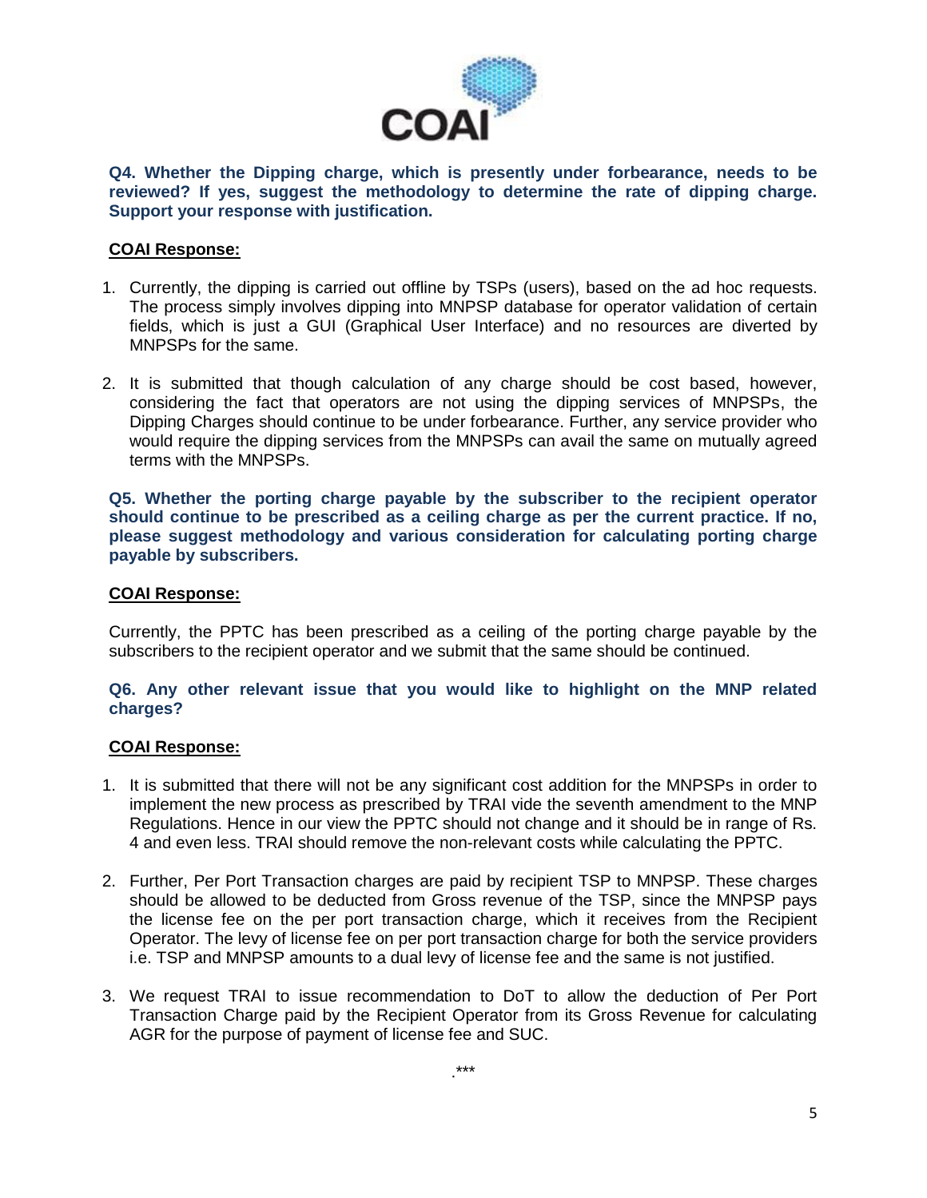**Q4. Whether the Dipping charge, which is presently under forbearance, needs to be reviewed? If yes, suggest the methodology to determine the rate of dipping charge. Support your response with justification.**

**COAI Response:**

1. Currently, the dipping is carried out offline by TSPs (users), based on the ad hoc requests. The process simply involves dipping into MNPSP database for operator validation of certain fields, which is just a GUI (Graphical User Interface) and no resources are diverted by MNPSPs for the same.

2. It is submitted that though calculation of any charge should be cost based, however, considering the fact that operators are not using the dipping services of MNPSPs, the Dipping Charges should continue to be under forbearance. Further, any service provider who would require the dipping services from the MNPSPs can avail the same on mutually agreed terms with the MNPSPs.

**Q5. Whether the porting charge payable by the subscriber to the recipient operator should continue to be prescribed as a ceiling charge as per the current practice. If no, please suggest methodology and various consideration for calculating porting charge payable by subscribers.**

**COAI Response:**

Currently, the PPTC has been prescribed as a ceiling of the porting charge payable by the subscribers to the recipient operator and we submit that the same should be continued.

**Q6. Any other relevant issue that you would like to highlight on the MNP related charges?**

**COAI Response:**

1. It is submitted that there will not be any significant cost addition for the MNPSPs in order to implement the new process as prescribed by TRAI vide the seventh amendment to the MNP Regulations. Hence in our view the PPTC should not change and it should be in range of Rs. 4 and even less. TRAI should remove the non-relevant costs while calculating the PPTC.

2. Further, Per Port Transaction charges are paid by recipient TSP to MNPSP. These charges should be allowed to be deducted from Gross revenue of the TSP, since the MNPSP pays the license fee on the per port transaction charge, which it receives from the Recipient Operator. The levy of license fee on per port transaction charge for both the service providers i.e. TSP and MNPSP amounts to a dual levy of license fee and the same is not justified.

3. We request TRAI to issue recommendation to DoT to allow the deduction of Per Port Transaction Charge paid by the Recipient Operator from its Gross Revenue for calculating AGR for the purpose of payment of license fee and SUC.

.***